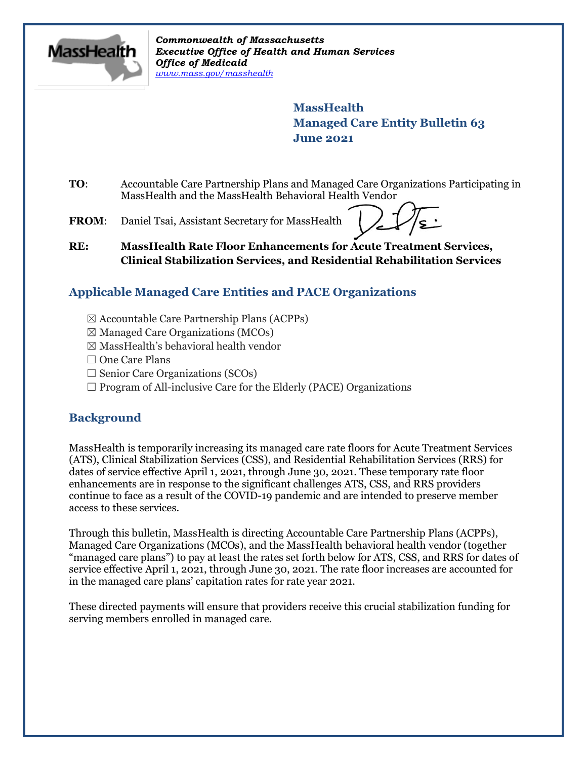*Commonwealth of Massachusetts*
***Executive Office of Health and Human Services***
***Office of Medicaid***
*www.mass.gov/masshealth*

**MassHealth**
**Managed Care Entity Bulletin 63**
**June 2021**

**TO**: Accountable Care Partnership Plans and Managed Care Organizations Participating in MassHealth and the MassHealth Behavioral Health Vendor

**FROM**: Daniel Tsai, Assistant Secretary for MassHealth

**RE: MassHealth Rate Floor Enhancements for Acute Treatment Services, Clinical Stabilization Services, and Residential Rehabilitation Services**

## Applicable Managed Care Entities and PACE Organizations

☒ Accountable Care Partnership Plans (ACPPs)
☒ Managed Care Organizations (MCOs)
☒ MassHealth's behavioral health vendor
☐ One Care Plans
☐ Senior Care Organizations (SCOs)
☐ Program of All-inclusive Care for the Elderly (PACE) Organizations

## Background

MassHealth is temporarily increasing its managed care rate floors for Acute Treatment Services (ATS), Clinical Stabilization Services (CSS), and Residential Rehabilitation Services (RRS) for dates of service effective April 1, 2021, through June 30, 2021. These temporary rate floor enhancements are in response to the significant challenges ATS, CSS, and RRS providers continue to face as a result of the COVID-19 pandemic and are intended to preserve member access to these services.

Through this bulletin, MassHealth is directing Accountable Care Partnership Plans (ACPPs), Managed Care Organizations (MCOs), and the MassHealth behavioral health vendor (together "managed care plans") to pay at least the rates set forth below for ATS, CSS, and RRS for dates of service effective April 1, 2021, through June 30, 2021. The rate floor increases are accounted for in the managed care plans' capitation rates for rate year 2021.

These directed payments will ensure that providers receive this crucial stabilization funding for serving members enrolled in managed care.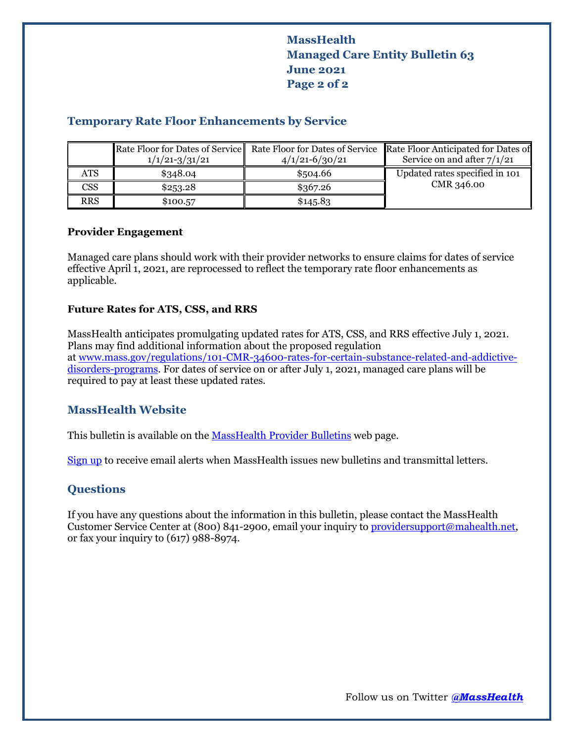## Temporary Rate Floor Enhancements by Service

| | Rate Floor for Dates of Service 1/1/21-3/31/21 | Rate Floor for Dates of Service 4/1/21-6/30/21 | Rate Floor Anticipated for Dates of Service on and after 7/1/21 |
|---|---|---|---|
| ATS | $348.04 | $504.66 | Updated rates specified in 101 CMR 346.00 |
| CSS | $253.28 | $367.26 | |
| RRS | $100.57 | $145.83 | |

### Provider Engagement

Managed care plans should work with their provider networks to ensure claims for dates of service effective April 1, 2021, are reprocessed to reflect the temporary rate floor enhancements as applicable.

### Future Rates for ATS, CSS, and RRS

MassHealth anticipates promulgating updated rates for ATS, CSS, and RRS effective July 1, 2021. Plans may find additional information about the proposed regulation at [www.mass.gov/regulations/101-CMR-34600-rates-for-certain-substance-related-and-addictive-disorders-programs](www.mass.gov/regulations/101-CMR-34600-rates-for-certain-substance-related-and-addictive-disorders-programs). For dates of service on or after July 1, 2021, managed care plans will be required to pay at least these updated rates.

## MassHealth Website

This bulletin is available on the MassHealth Provider Bulletins web page.

Sign up to receive email alerts when MassHealth issues new bulletins and transmittal letters.

## Questions

If you have any questions about the information in this bulletin, please contact the MassHealth Customer Service Center at (800) 841-2900, email your inquiry to providersupport@mahealth.net, or fax your inquiry to (617) 988-8974.

Follow us on Twitter ***@MassHealth***